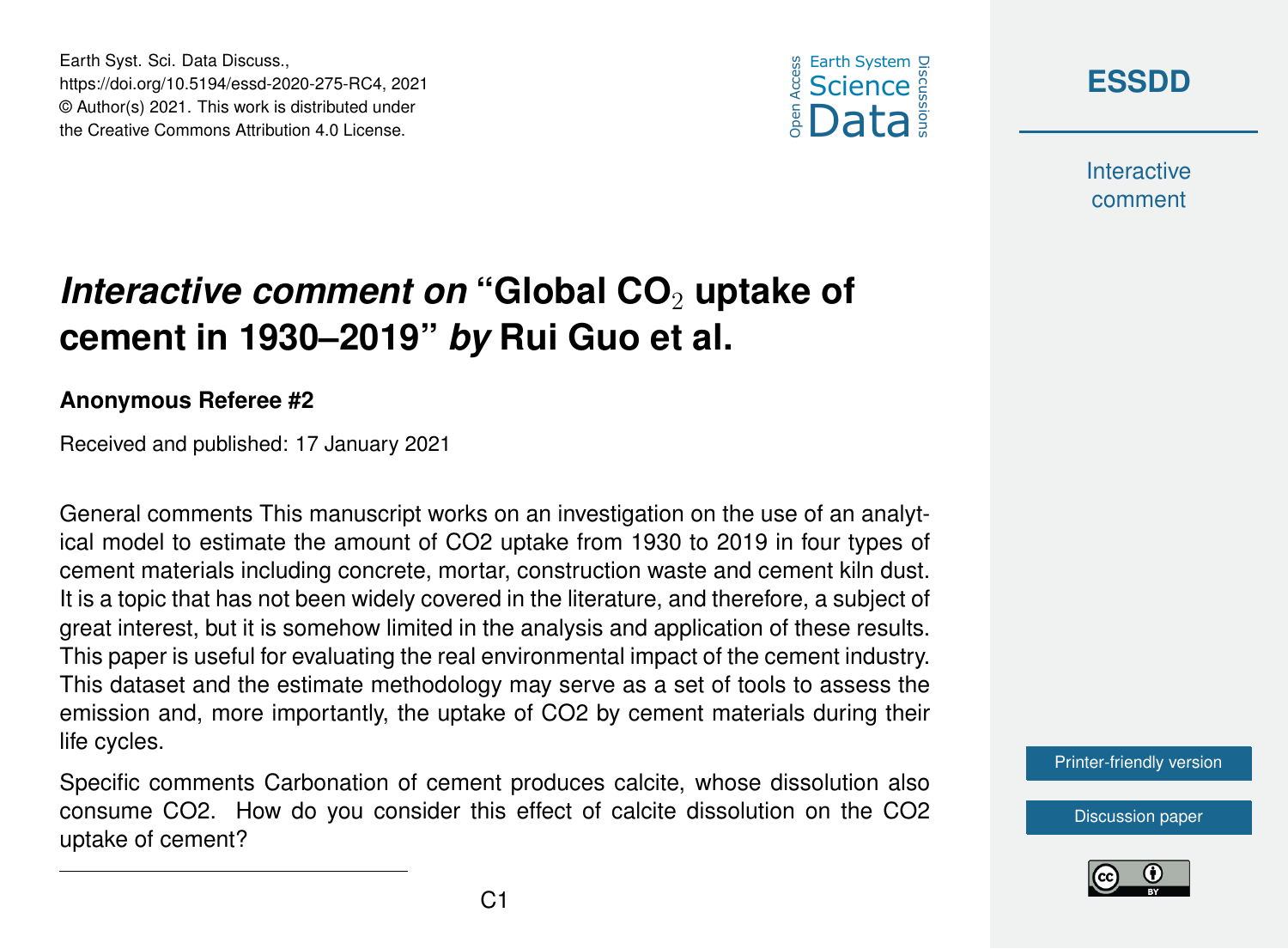Earth Syst. Sci. Data Discuss.,
https://doi.org/10.5194/essd-2020-275-RC4, 2021
© Author(s) 2021. This work is distributed under
the Creative Commons Attribution 4.0 License.

**ESSDD**

Interactive comment

# *Interactive comment on* “Global $CO_2$ uptake of cement in 1930–2019” *by* Rui Guo et al.

**Anonymous Referee #2**

Received and published: 17 January 2021

General comments This manuscript works on an investigation on the use of an analytical model to estimate the amount of CO2 uptake from 1930 to 2019 in four types of cement materials including concrete, mortar, construction waste and cement kiln dust. It is a topic that has not been widely covered in the literature, and therefore, a subject of great interest, but it is somehow limited in the analysis and application of these results. This paper is useful for evaluating the real environmental impact of the cement industry. This dataset and the estimate methodology may serve as a set of tools to assess the emission and, more importantly, the uptake of CO2 by cement materials during their life cycles.

Specific comments Carbonation of cement produces calcite, whose dissolution also consume CO2. How do you consider this effect of calcite dissolution on the CO2 uptake of cement?

Printer-friendly version

Discussion paper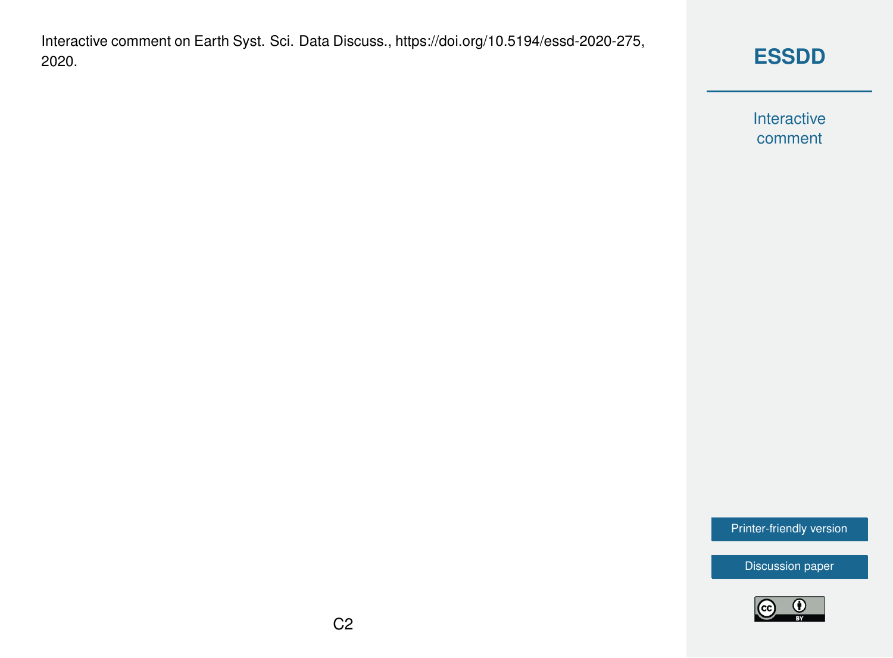Interactive comment on Earth Syst. Sci. Data Discuss., https://doi.org/10.5194/essd-2020-275, 2020.